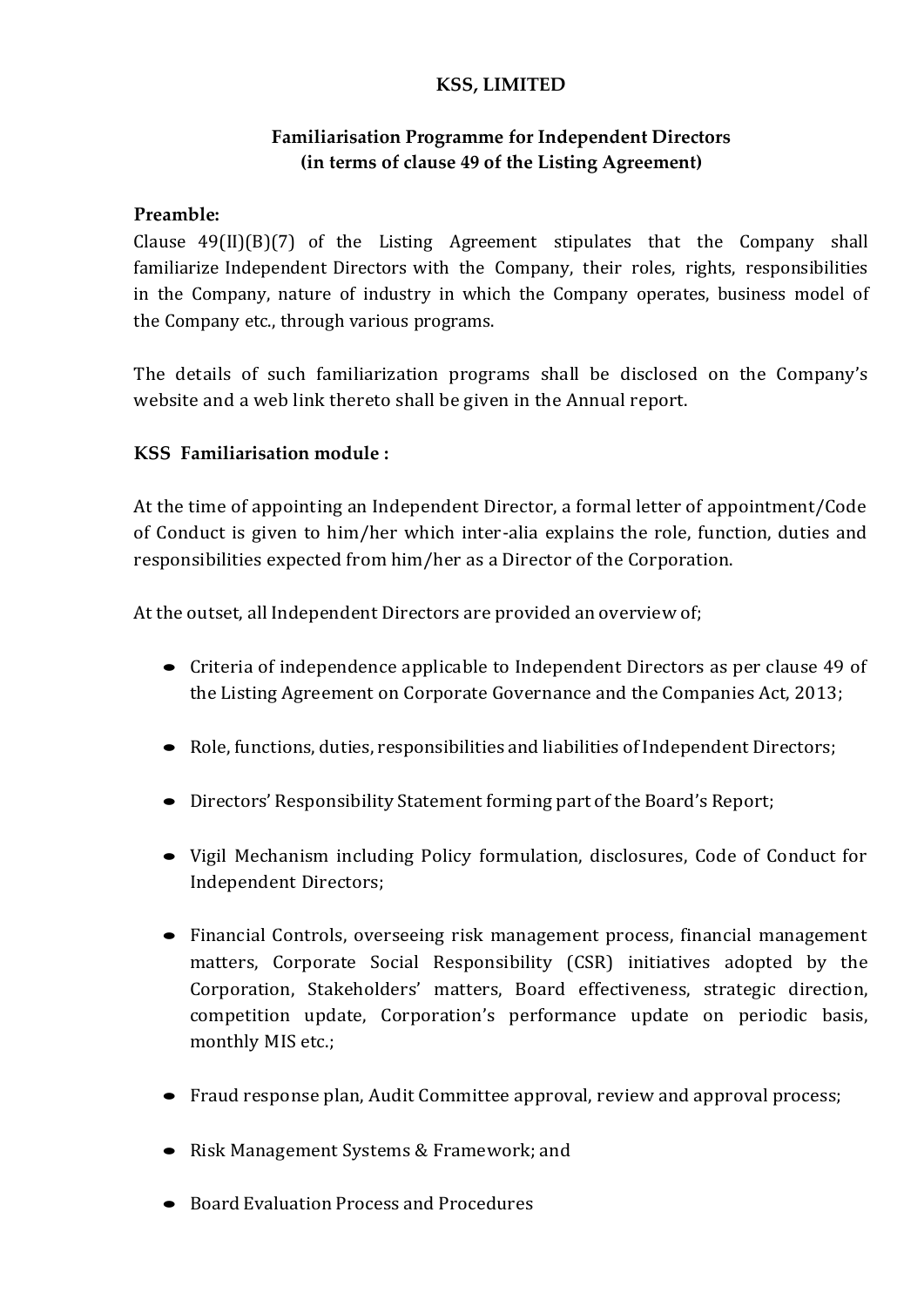# KSS, LIMITED

## Familiarisation Programme for Independent Directors (in terms of clause 49 of the Listing Agreement)

**Preamble:**

Clause 49(II)(B)(7) of the Listing Agreement stipulates that the Company shall familiarize Independent Directors with the Company, their roles, rights, responsibilities in the Company, nature of industry in which the Company operates, business model of the Company etc., through various programs.

The details of such familiarization programs shall be disclosed on the Company's website and a web link thereto shall be given in the Annual report.

**KSS Familiarisation module :**

At the time of appointing an Independent Director, a formal letter of appointment/Code of Conduct is given to him/her which inter-alia explains the role, function, duties and responsibilities expected from him/her as a Director of the Corporation.

At the outset, all Independent Directors are provided an overview of;

- Criteria of independence applicable to Independent Directors as per clause 49 of the Listing Agreement on Corporate Governance and the Companies Act, 2013;
- Role, functions, duties, responsibilities and liabilities of Independent Directors;
- Directors' Responsibility Statement forming part of the Board's Report;
- Vigil Mechanism including Policy formulation, disclosures, Code of Conduct for Independent Directors;
- Financial Controls, overseeing risk management process, financial management matters, Corporate Social Responsibility (CSR) initiatives adopted by the Corporation, Stakeholders' matters, Board effectiveness, strategic direction, competition update, Corporation's performance update on periodic basis, monthly MIS etc.;
- Fraud response plan, Audit Committee approval, review and approval process;
- Risk Management Systems & Framework; and
- Board Evaluation Process and Procedures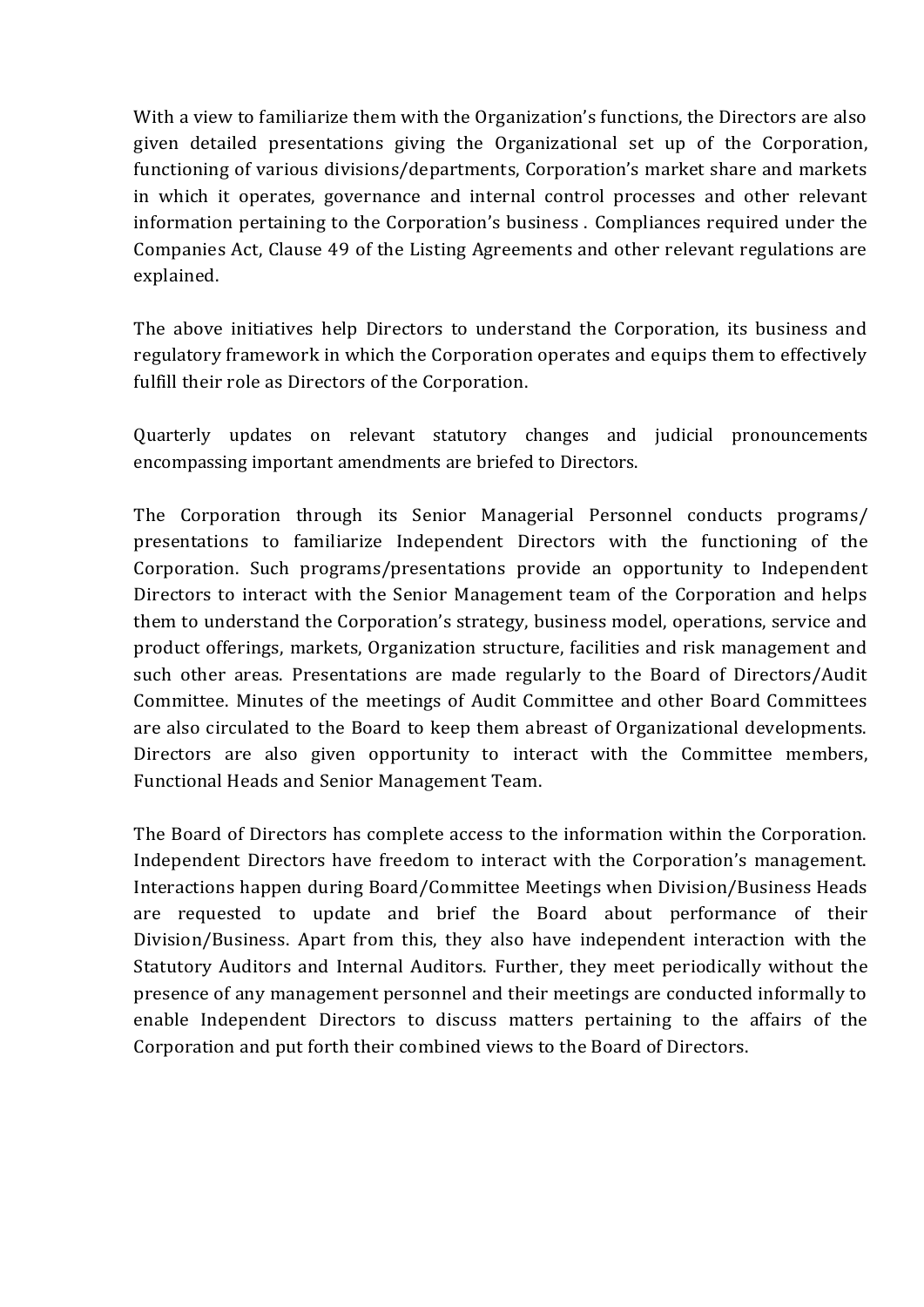With a view to familiarize them with the Organization's functions, the Directors are also given detailed presentations giving the Organizational set up of the Corporation, functioning of various divisions/departments, Corporation's market share and markets in which it operates, governance and internal control processes and other relevant information pertaining to the Corporation's business . Compliances required under the Companies Act, Clause 49 of the Listing Agreements and other relevant regulations are explained.

The above initiatives help Directors to understand the Corporation, its business and regulatory framework in which the Corporation operates and equips them to effectively fulfill their role as Directors of the Corporation.

Quarterly updates on relevant statutory changes and judicial pronouncements encompassing important amendments are briefed to Directors.

The Corporation through its Senior Managerial Personnel conducts programs/ presentations to familiarize Independent Directors with the functioning of the Corporation. Such programs/presentations provide an opportunity to Independent Directors to interact with the Senior Management team of the Corporation and helps them to understand the Corporation's strategy, business model, operations, service and product offerings, markets, Organization structure, facilities and risk management and such other areas. Presentations are made regularly to the Board of Directors/Audit Committee. Minutes of the meetings of Audit Committee and other Board Committees are also circulated to the Board to keep them abreast of Organizational developments. Directors are also given opportunity to interact with the Committee members, Functional Heads and Senior Management Team.

The Board of Directors has complete access to the information within the Corporation. Independent Directors have freedom to interact with the Corporation's management. Interactions happen during Board/Committee Meetings when Division/Business Heads are requested to update and brief the Board about performance of their Division/Business. Apart from this, they also have independent interaction with the Statutory Auditors and Internal Auditors. Further, they meet periodically without the presence of any management personnel and their meetings are conducted informally to enable Independent Directors to discuss matters pertaining to the affairs of the Corporation and put forth their combined views to the Board of Directors.